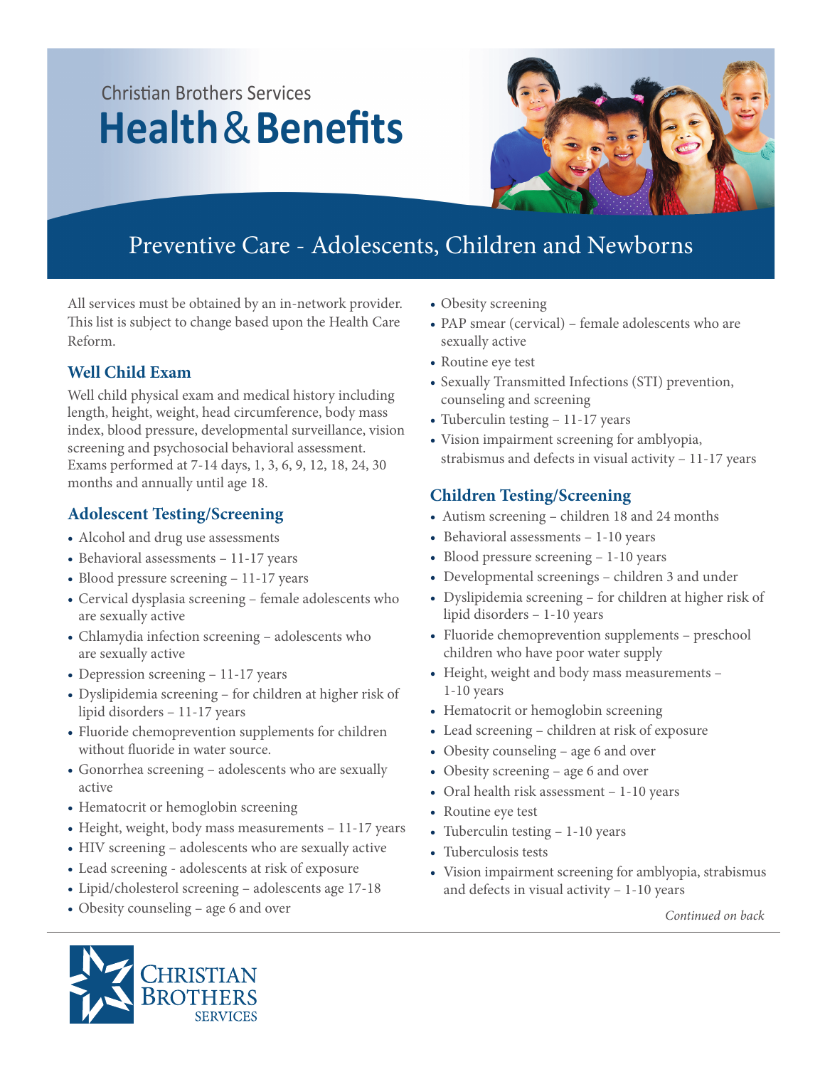Christian Brothers Services

# Health & Benefits

## Preventive Care - Adolescents, Children and Newborns

All services must be obtained by an in-network provider. This list is subject to change based upon the Health Care Reform.

### Well Child Exam

Well child physical exam and medical history including length, height, weight, head circumference, body mass index, blood pressure, developmental surveillance, vision screening and psychosocial behavioral assessment. Exams performed at 7-14 days, 1, 3, 6, 9, 12, 18, 24, 30 months and annually until age 18.

### Adolescent Testing/Screening

- Alcohol and drug use assessments
- Behavioral assessments – 11-17 years
- Blood pressure screening – 11-17 years
- Cervical dysplasia screening – female adolescents who are sexually active
- Chlamydia infection screening – adolescents who are sexually active
- Depression screening – 11-17 years
- Dyslipidemia screening – for children at higher risk of lipid disorders – 11-17 years
- Fluoride chemoprevention supplements for children without fluoride in water source.
- Gonorrhea screening – adolescents who are sexually active
- Hematocrit or hemoglobin screening
- Height, weight, body mass measurements – 11-17 years
- HIV screening – adolescents who are sexually active
- Lead screening - adolescents at risk of exposure
- Lipid/cholesterol screening – adolescents age 17-18
- Obesity counseling – age 6 and over
- Obesity screening
- PAP smear (cervical) – female adolescents who are sexually active
- Routine eye test
- Sexually Transmitted Infections (STI) prevention, counseling and screening
- Tuberculin testing – 11-17 years
- Vision impairment screening for amblyopia, strabismus and defects in visual activity – 11-17 years

### Children Testing/Screening

- Autism screening – children 18 and 24 months
- Behavioral assessments – 1-10 years
- Blood pressure screening – 1-10 years
- Developmental screenings – children 3 and under
- Dyslipidemia screening – for children at higher risk of lipid disorders – 1-10 years
- Fluoride chemoprevention supplements – preschool children who have poor water supply
- Height, weight and body mass measurements – 1-10 years
- Hematocrit or hemoglobin screening
- Lead screening – children at risk of exposure
- Obesity counseling – age 6 and over
- Obesity screening – age 6 and over
- Oral health risk assessment – 1-10 years
- Routine eye test
- Tuberculin testing – 1-10 years
- Tuberculosis tests
- Vision impairment screening for amblyopia, strabismus and defects in visual activity – 1-10 years

*Continued on back*

Christian Brothers Services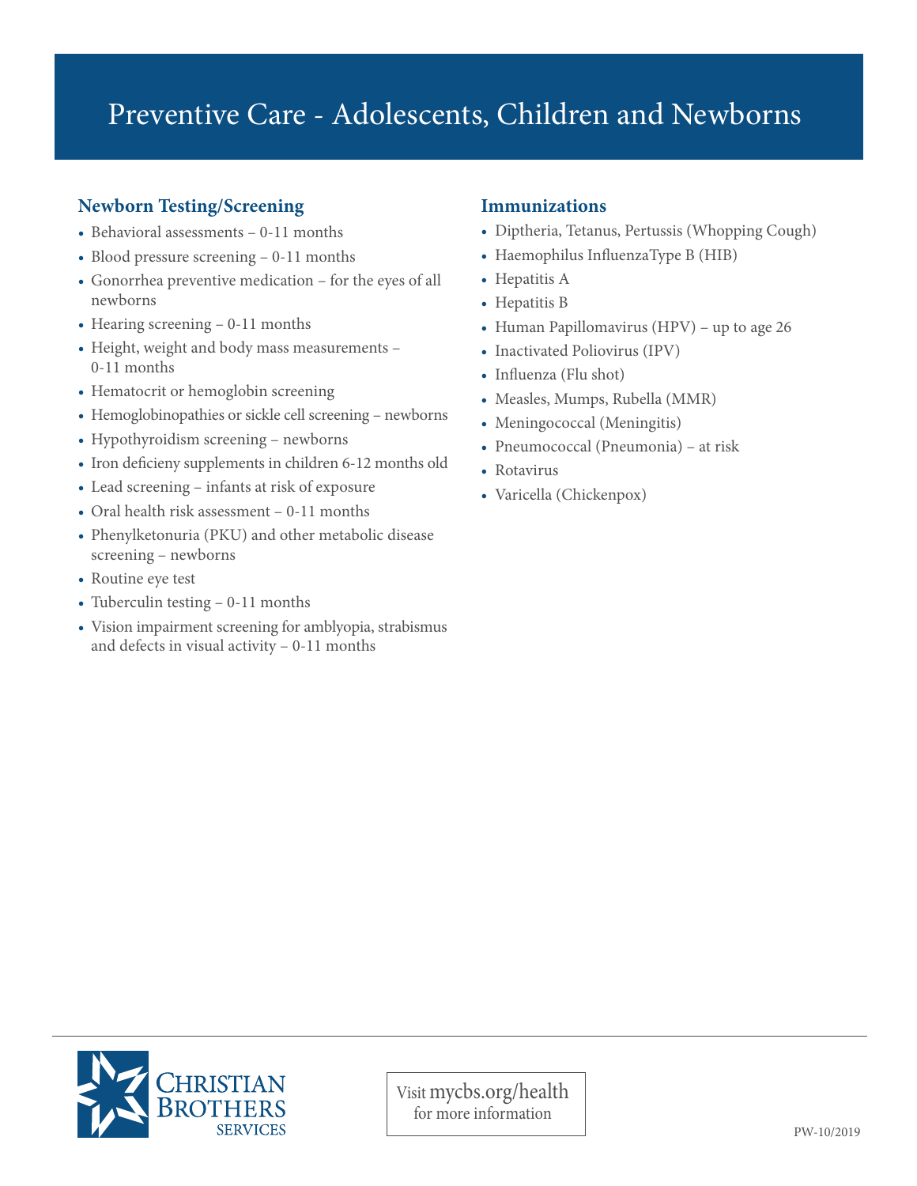# Preventive Care - Adolescents, Children and Newborns

## Newborn Testing/Screening

- Behavioral assessments – 0-11 months
- Blood pressure screening – 0-11 months
- Gonorrhea preventive medication – for the eyes of all newborns
- Hearing screening – 0-11 months
- Height, weight and body mass measurements – 0-11 months
- Hematocrit or hemoglobin screening
- Hemoglobinopathies or sickle cell screening – newborns
- Hypothyroidism screening – newborns
- Iron deficieny supplements in children 6-12 months old
- Lead screening – infants at risk of exposure
- Oral health risk assessment – 0-11 months
- Phenylketonuria (PKU) and other metabolic disease screening – newborns
- Routine eye test
- Tuberculin testing – 0-11 months
- Vision impairment screening for amblyopia, strabismus and defects in visual activity – 0-11 months

## Immunizations

- Diptheria, Tetanus, Pertussis (Whopping Cough)
- Haemophilus InfluenzaType B (HIB)
- Hepatitis A
- Hepatitis B
- Human Papillomavirus (HPV) – up to age 26
- Inactivated Poliovirus (IPV)
- Influenza (Flu shot)
- Measles, Mumps, Rubella (MMR)
- Meningococcal (Meningitis)
- Pneumococcal (Pneumonia) – at risk
- Rotavirus
- Varicella (Chickenpox)

Christian Brothers Services

Visit mycbs.org/health for more information

PW-10/2019